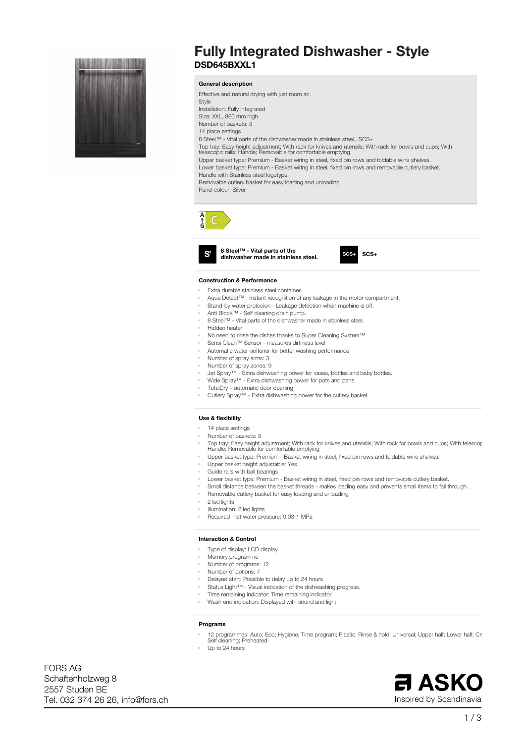# Fully Integrated Dishwasher - Style

## DSD645BXXL1

### General description

Effective and natural drying with just room air.
Style
Installation: Fully integrated
Size: XXL, 860 mm high
Number of baskets: 3
14 place settings
8 Steel™ - Vital parts of the dishwasher made in stainless steel., SCS+
Top tray: Easy height adjustment; With rack for knives and utensils; With rack for bowls and cups; With telescopic rails; Handle; Removable for comfortable emptying
Upper basket type: Premium - Basket wiring in steel, fixed pin rows and foldable wine shelves.
Lower basket type: Premium - Basket wiring in steel, fixed pin rows and removable cutlery basket.
Handle with Stainless steel logotype
Removable cutlery basket for easy loading and unloading
Panel colour: Silver

A–G C

**8 Steel™ - Vital parts of the dishwasher made in stainless steel.**

**SCS+**

### Construction & Performance

- Extra durable stainless steel container.
- Aqua Detect™ - Instant recognition of any leakage in the motor compartment.
- Stand-by water protecion - Leakage detection when machine is off.
- Anti Block™ - Self cleaning drain pump.
- 8 Steel™ - Vital parts of the dishwasher made in stainless steel.
- Hidden heater
- No need to rinse the dishes thanks to Super Cleaning System™
- Sensi Clean™ Sensor - measures dirtiness level
- Automatic water-softener for better washing performance
- Number of spray arms: 3
- Number of spray zones: 9
- Jet Spray™ - Extra dishwashing power for vases, bottles and baby bottles.
- Wide Spray™ - Extra dishwashing power for pots and pans
- TotalDry – automatic door opening
- Cutlery Spray™ - Extra dishwashing power for the cutlery basket

### Use & flexibility

- 14 place settings
- Number of baskets: 3
- Top tray: Easy height adjustment; With rack for knives and utensils; With rack for bowls and cups; With telescop Handle; Removable for comfortable emptying
- Upper basket type: Premium - Basket wiring in steel, fixed pin rows and foldable wine shelves.
- Upper basket height adjustable: Yes
- Guide rails with ball bearings
- Lower basket type: Premium - Basket wiring in steel, fixed pin rows and removable cutlery basket.
- Small distance between the basket threads - makes loading easy and prevents small items to fall through.
- Removable cutlery basket for easy loading and unloading
- 2 led lights
- Illumination: 2 led lights
- Required inlet water pressure: 0,03-1 MPa

### Interaction & Control

- Type of display: LCD display
- Memory programme
- Number of programs: 12
- Number of options: 7
- Delayed start: Possible to delay up to 24 hours
- Status Light™ - Visual indication of the dishwashing progress.
- Time remaining indicator: Time remaining indicator
- Wash end indication: Displayed with sound and light

### Programs

- 12 programmes: Auto; Eco; Hygiene; Time program; Plastic; Rinse & hold; Universal; Upper half; Lower half; Cr Self cleaning; Preheated
- Up to 24 hours

FORS AG
Schaftenholzweg 8
2557 Studen BE
Tel. 032 374 26 26, info@fors.ch

ASKO
Inspired by Scandinavia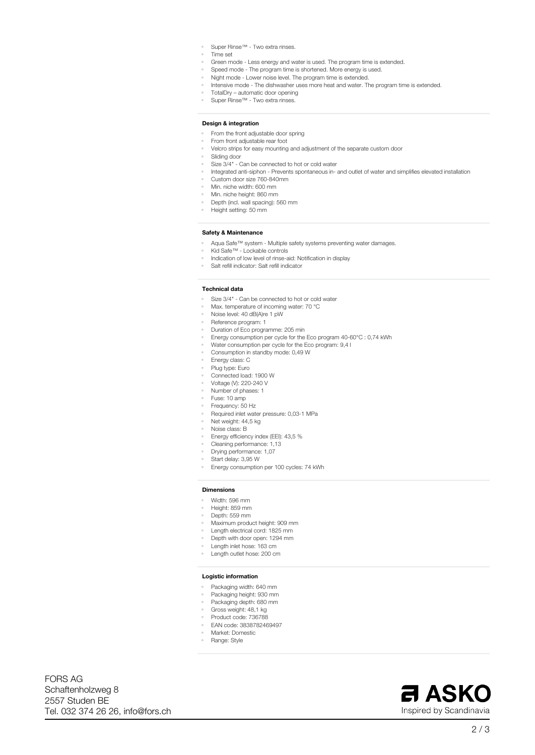- Super Rinse™ - Two extra rinses.
- Time set
- Green mode - Less energy and water is used. The program time is extended.
- Speed mode - The program time is shortened. More energy is used.
- Night mode - Lower noise level. The program time is extended.
- Intensive mode - The dishwasher uses more heat and water. The program time is extended.
- TotalDry – automatic door opening
- Super Rinse™ - Two extra rinses.

#### Design & integration

- From the front adjustable door spring
- From front adjustable rear foot
- Velcro strips for easy mounting and adjustment of the separate custom door
- Sliding door
- Size 3/4" - Can be connected to hot or cold water
- Integrated anti-siphon - Prevents spontaneous in- and outlet of water and simplifies elevated installation
- Custom door size 760-840mm
- Min. niche width: 600 mm
- Min. niche height: 860 mm
- Depth (incl. wall spacing): 560 mm
- Height setting: 50 mm

#### Safety & Maintenance

- Aqua Safe™ system - Multiple safety systems preventing water damages.
- Kid Safe™ - Lockable controls
- Indication of low level of rinse-aid: Notification in display
- Salt refill indicator: Salt refill indicator

#### Technical data

- Size 3/4" - Can be connected to hot or cold water
- Max. temperature of incoming water: 70 °C
- Noise level: 40 dB(A)re 1 pW
- Reference program: 1
- Duration of Eco programme: 205 min
- Energy consumption per cycle for the Eco program 40-60°C : 0,74 kWh
- Water consumption per cycle for the Eco program: 9,4 l
- Consumption in standby mode: 0,49 W
- Energy class: C
- Plug type: Euro
- Connected load: 1900 W
- Voltage (V): 220-240 V
- Number of phases: 1
- Fuse: 10 amp
- Frequency: 50 Hz
- Required inlet water pressure: 0,03-1 MPa
- Net weight: 44,5 kg
- Noise class: B
- Energy efficiency index (EEI): 43,5 %
- Cleaning performance: 1,13
- Drying performance: 1,07
- Start delay: 3,95 W
- Energy consumption per 100 cycles: 74 kWh

#### Dimensions

- Width: 596 mm
- Height: 859 mm
- Depth: 559 mm
- Maximum product height: 909 mm
- Length electrical cord: 1825 mm
- Depth with door open: 1294 mm
- Length inlet hose: 163 cm
- Length outlet hose: 200 cm

#### Logistic information

- Packaging width: 640 mm
- Packaging height: 930 mm
- Packaging depth: 680 mm
- Gross weight: 48,1 kg
- Product code: 736788
- EAN code: 3838782469497
- Market: Domestic
- Range: Style

FORS AG
Schaftenholzweg 8
2557 Studen BE
Tel. 032 374 26 26, info@fors.ch

ASKO
Inspired by Scandinavia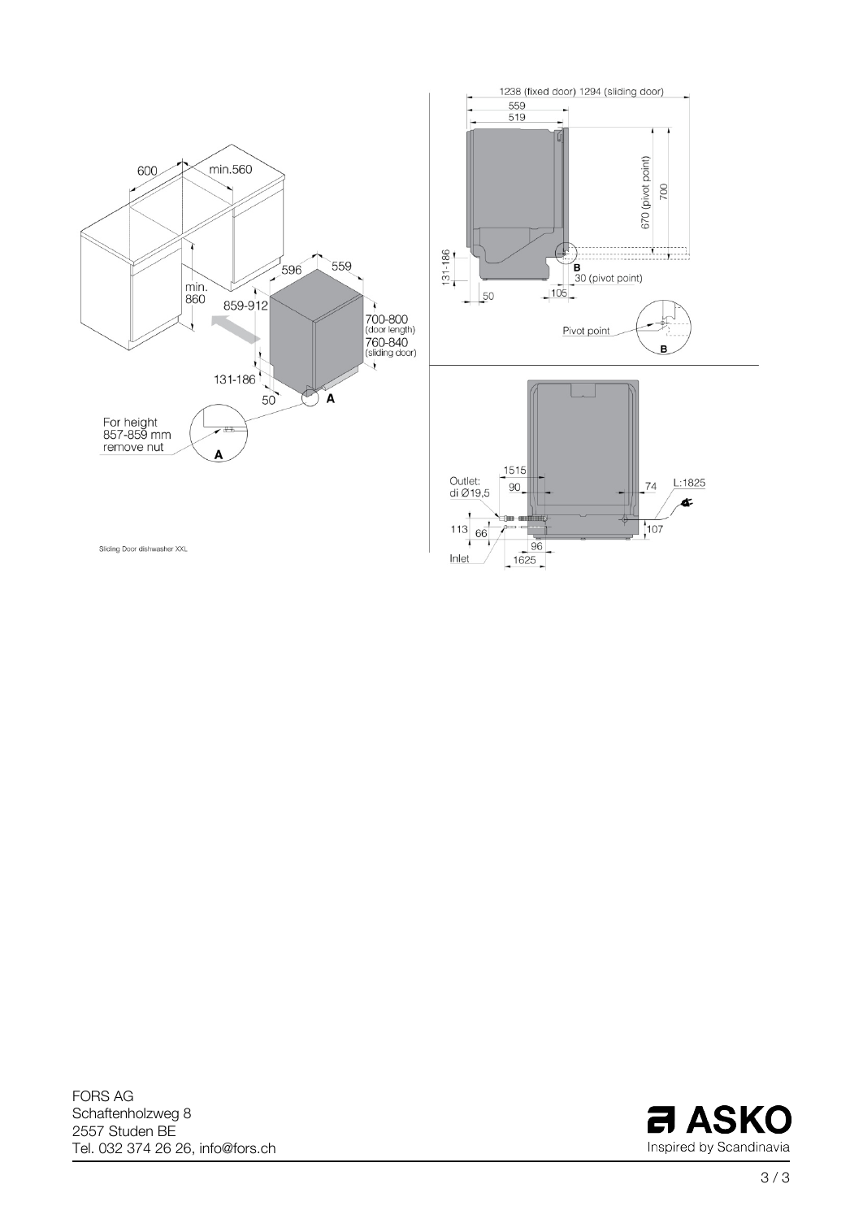600

min.560

min. 860

596

559

859-912

700-800 (door length)

760-840 (sliding door)

131-186

50

A

For height 857-859 mm remove nut

A

Sliding Door dishwasher XXL

1238 (fixed door) 1294 (sliding door)

559

519

670 (pivot point)

700

131-186

B

30 (pivot point)

50

105

Pivot point

B

Outlet: di Ø19,5

1515

90

74

L:1825

113

66

107

96

Inlet

1625

FORS AG
Schaftenholzweg 8
2557 Studen BE
Tel. 032 374 26 26, info@fors.ch

ASKO
Inspired by Scandinavia